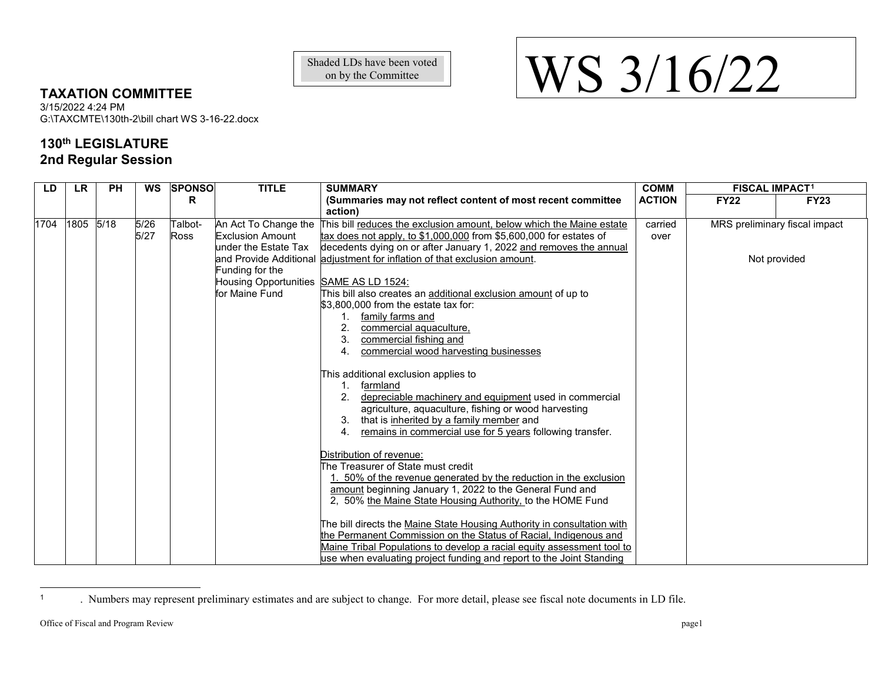Shaded LDs have been voted on by the Committee

# WS 3/16/22

## TAXATION COMMITTEE

3/15/2022 4:24 PM
G:\TAXCMTE\130th-2\bill chart WS 3-16-22.docx

## 130th LEGISLATURE
## 2nd Regular Session

| LD | LR | PH | WS | SPONSOR | TITLE | SUMMARY (Summaries may not reflect content of most recent committee action) | COMM ACTION | FISCAL IMPACT[1] | |
|---|---|---|---|---|---|---|---|---|---|
| | | | | | | | | FY22 | FY23 |
| 1704 | 1805 | 5/18 | 5/26 5/27 | Talbot-Ross | An Act To Change the Exclusion Amount under the Estate Tax and Provide Additional Funding for the Housing Opportunities for Maine Fund | This bill reduces the exclusion amount, below which the Maine estate tax does not apply, to $1,000,000 from $5,600,000 for estates of decedents dying on or after January 1, 2022 and removes the annual adjustment for inflation of that exclusion amount.<br><br>SAME AS LD 1524:<br>This bill also creates an additional exclusion amount of up to $3,800,000 from the estate tax for:<br>1. family farms and<br>2. commercial aquaculture,<br>3. commercial fishing and<br>4. commercial wood harvesting businesses<br><br>This additional exclusion applies to<br>1. farmland<br>2. depreciable machinery and equipment used in commercial agriculture, aquaculture, fishing or wood harvesting<br>3. that is inherited by a family member and<br>4. remains in commercial use for 5 years following transfer.<br><br>Distribution of revenue:<br>The Treasurer of State must credit<br>1. 50% of the revenue generated by the reduction in the exclusion amount beginning January 1, 2022 to the General Fund and<br>2, 50% the Maine State Housing Authority, to the HOME Fund<br><br>The bill directs the Maine State Housing Authority in consultation with the Permanent Commission on the Status of Racial, Indigenous and Maine Tribal Populations to develop a racial equity assessment tool to use when evaluating project funding and report to the Joint Standing | carried over | MRS preliminary fiscal impact<br><br>Not provided | |

[1] . Numbers may represent preliminary estimates and are subject to change. For more detail, please see fiscal note documents in LD file.

Office of Fiscal and Program Review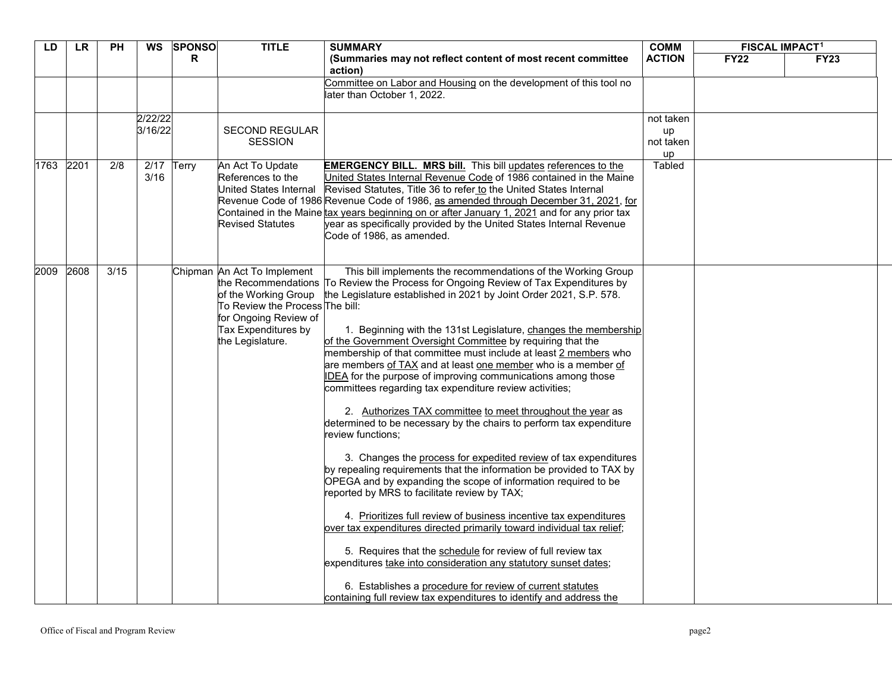| LD | LR | PH | WS | SPONSOR | TITLE | SUMMARY (Summaries may not reflect content of most recent committee action) | COMM ACTION | FISCAL IMPACT[1] | |
|---|---|---|---|---|---|---|---|---|---|
| | | | | | | | | FY22 | FY23 |
| | | | | | | Committee on Labor and Housing on the development of this tool no later than October 1, 2022. | | | |
| | | | 2/22/22 3/16/22 | | SECOND REGULAR SESSION | | not taken up not taken up | | |
| 1763 | 2201 | 2/8 | 2/17 3/16 | Terry | An Act To Update References to the United States Internal Revenue Code of 1986 Contained in the Maine Revised Statutes | **EMERGENCY BILL. MRS bill.** This bill updates references to the United States Internal Revenue Code of 1986 contained in the Maine Revised Statutes, Title 36 to refer to the United States Internal Revenue Code of 1986, as amended through December 31, 2021, for tax years beginning on or after January 1, 2021 and for any prior tax year as specifically provided by the United States Internal Revenue Code of 1986, as amended. | Tabled | | |
| 2009 | 2608 | 3/15 | | Chipman | An Act To Implement the Recommendations of the Working Group To Review the Process for Ongoing Review of Tax Expenditures by the Legislature. | This bill implements the recommendations of the Working Group To Review the Process for Ongoing Review of Tax Expenditures by the Legislature established in 2021 by Joint Order 2021, S.P. 578. The bill:<br><br>1. Beginning with the 131st Legislature, changes the membership of the Government Oversight Committee by requiring that the membership of that committee must include at least 2 members who are members of TAX and at least one member who is a member of IDEA for the purpose of improving communications among those committees regarding tax expenditure review activities;<br><br>2. Authorizes TAX committee to meet throughout the year as determined to be necessary by the chairs to perform tax expenditure review functions;<br><br>3. Changes the process for expedited review of tax expenditures by repealing requirements that the information be provided to TAX by OPEGA and by expanding the scope of information required to be reported by MRS to facilitate review by TAX;<br><br>4. Prioritizes full review of business incentive tax expenditures over tax expenditures directed primarily toward individual tax relief;<br><br>5. Requires that the schedule for review of full review tax expenditures take into consideration any statutory sunset dates;<br><br>6. Establishes a procedure for review of current statutes containing full review tax expenditures to identify and address the | | | |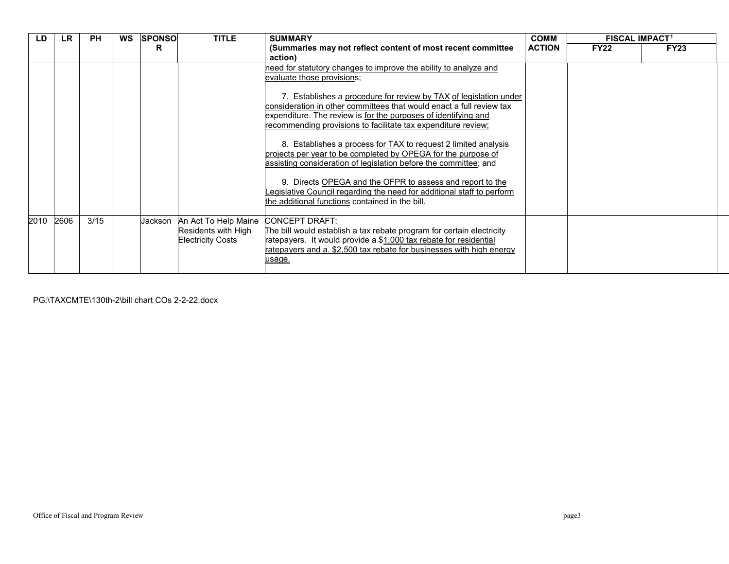| LD | LR | PH | WS | SPONSOR | TITLE | SUMMARY (Summaries may not reflect content of most recent committee action) | COMM ACTION | FISCAL IMPACT[1] | |
|---|---|---|---|---|---|---|---|---|---|
| | | | | | | | | FY22 | FY23 |
| | | | | | | need for statutory changes to improve the ability to analyze and evaluate those provisions;<br><br>7. Establishes a procedure for review by TAX of legislation under consideration in other committees that would enact a full review tax expenditure. The review is for the purposes of identifying and recommending provisions to facilitate tax expenditure review;<br><br>8. Establishes a process for TAX to request 2 limited analysis projects per year to be completed by OPEGA for the purpose of assisting consideration of legislation before the committee; and<br><br>9. Directs OPEGA and the OFPR to assess and report to the Legislative Council regarding the need for additional staff to perform the additional functions contained in the bill. | | | |
| 2010 | 2606 | 3/15 | | Jackson | An Act To Help Maine Residents with High Electricity Costs | CONCEPT DRAFT:<br>The bill would establish a tax rebate program for certain electricity ratepayers. It would provide a $1,000 tax rebate for residential ratepayers and a. $2,500 tax rebate for businesses with high energy usage. | | | |

PG:\TAXCMTE\130th-2\bill chart COs 2-2-22.docx